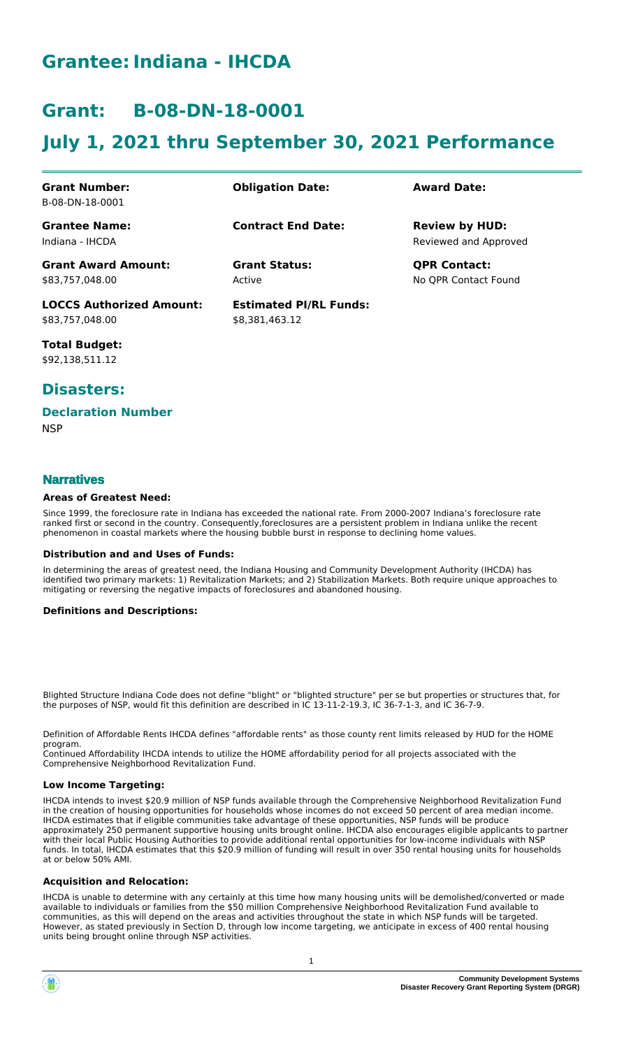# Grantee: Indiana - IHCDA

# Grant: B-08-DN-18-0001

# July 1, 2021 thru September 30, 2021 Performance

| **Grant Number:** | **Obligation Date:** | **Award Date:** |
|---|---|---|
| B-08-DN-18-0001 | | |
| **Grantee Name:** | **Contract End Date:** | **Review by HUD:** |
| Indiana - IHCDA | | Reviewed and Approved |
| **Grant Award Amount:** | **Grant Status:** | **QPR Contact:** |
| \$83,757,048.00 | Active | No QPR Contact Found |
| **LOCCS Authorized Amount:** | **Estimated PI/RL Funds:** | |
| \$83,757,048.00 | \$8,381,463.12 | |
| **Total Budget:** | | |
| \$92,138,511.12 | | |

## Disasters:

### Declaration Number

NSP

### Narratives

#### Areas of Greatest Need:

Since 1999, the foreclosure rate in Indiana has exceeded the national rate. From 2000-2007 Indiana's foreclosure rate ranked first or second in the country. Consequently,foreclosures are a persistent problem in Indiana unlike the recent phenomenon in coastal markets where the housing bubble burst in response to declining home values.

#### Distribution and and Uses of Funds:

In determining the areas of greatest need, the Indiana Housing and Community Development Authority (IHCDA) has identified two primary markets: 1) Revitalization Markets; and 2) Stabilization Markets. Both require unique approaches to mitigating or reversing the negative impacts of foreclosures and abandoned housing.

#### Definitions and Descriptions:

Blighted Structure Indiana Code does not define "blight" or "blighted structure" per se but properties or structures that, for the purposes of NSP, would fit this definition are described in IC 13-11-2-19.3, IC 36-7-1-3, and IC 36-7-9.

Definition of Affordable Rents IHCDA defines "affordable rents" as those county rent limits released by HUD for the HOME program.
Continued Affordability IHCDA intends to utilize the HOME affordability period for all projects associated with the Comprehensive Neighborhood Revitalization Fund.

#### Low Income Targeting:

IHCDA intends to invest \$20.9 million of NSP funds available through the Comprehensive Neighborhood Revitalization Fund in the creation of housing opportunities for households whose incomes do not exceed 50 percent of area median income. IHCDA estimates that if eligible communities take advantage of these opportunities, NSP funds will be produce approximately 250 permanent supportive housing units brought online. IHCDA also encourages eligible applicants to partner with their local Public Housing Authorities to provide additional rental opportunities for low-income individuals with NSP funds. In total, IHCDA estimates that this \$20.9 million of funding will result in over 350 rental housing units for households at or below 50% AMI.

#### Acquisition and Relocation:

IHCDA is unable to determine with any certainty at this time how many housing units will be demolished/converted or made available to individuals or families from the \$50 million Comprehensive Neighborhood Revitalization Fund available to communities, as this will depend on the areas and activities throughout the state in which NSP funds will be targeted. However, as stated previously in Section D, through low income targeting, we anticipate in excess of 400 rental housing units being brought online through NSP activities.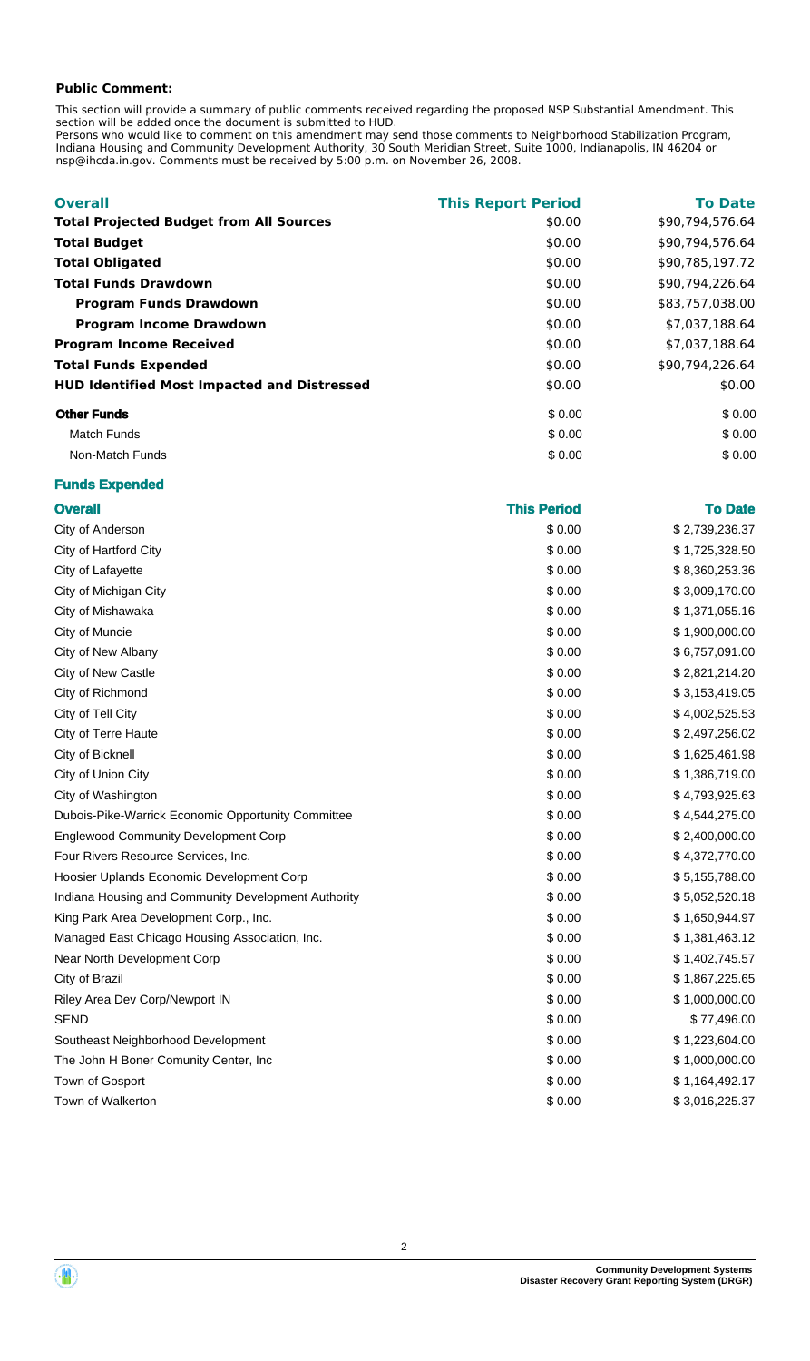**Public Comment:**

This section will provide a summary of public comments received regarding the proposed NSP Substantial Amendment. This section will be added once the document is submitted to HUD.
Persons who would like to comment on this amendment may send those comments to Neighborhood Stabilization Program, Indiana Housing and Community Development Authority, 30 South Meridian Street, Suite 1000, Indianapolis, IN 46204 or nsp@ihcda.in.gov. Comments must be received by 5:00 p.m. on November 26, 2008.

| Overall | This Report Period | To Date |
|---|---|---|
| **Total Projected Budget from All Sources** | \$0.00 | \$90,794,576.64 |
| **Total Budget** | \$0.00 | \$90,794,576.64 |
| **Total Obligated** | \$0.00 | \$90,785,197.72 |
| **Total Funds Drawdown** | \$0.00 | \$90,794,226.64 |
| **Program Funds Drawdown** | \$0.00 | \$83,757,038.00 |
| **Program Income Drawdown** | \$0.00 | \$7,037,188.64 |
| **Program Income Received** | \$0.00 | \$7,037,188.64 |
| **Total Funds Expended** | \$0.00 | \$90,794,226.64 |
| **HUD Identified Most Impacted and Distressed** | \$0.00 | \$0.00 |
| **Other Funds** | \$ 0.00 | \$ 0.00 |
| Match Funds | \$ 0.00 | \$ 0.00 |
| Non-Match Funds | \$ 0.00 | \$ 0.00 |

**Funds Expended**

| Overall | This Period | To Date |
|---|---|---|
| City of Anderson | \$ 0.00 | \$ 2,739,236.37 |
| City of Hartford City | \$ 0.00 | \$ 1,725,328.50 |
| City of Lafayette | \$ 0.00 | \$ 8,360,253.36 |
| City of Michigan City | \$ 0.00 | \$ 3,009,170.00 |
| City of Mishawaka | \$ 0.00 | \$ 1,371,055.16 |
| City of Muncie | \$ 0.00 | \$ 1,900,000.00 |
| City of New Albany | \$ 0.00 | \$ 6,757,091.00 |
| City of New Castle | \$ 0.00 | \$ 2,821,214.20 |
| City of Richmond | \$ 0.00 | \$ 3,153,419.05 |
| City of Tell City | \$ 0.00 | \$ 4,002,525.53 |
| City of Terre Haute | \$ 0.00 | \$ 2,497,256.02 |
| City of Bicknell | \$ 0.00 | \$ 1,625,461.98 |
| City of Union City | \$ 0.00 | \$ 1,386,719.00 |
| City of Washington | \$ 0.00 | \$ 4,793,925.63 |
| Dubois-Pike-Warrick Economic Opportunity Committee | \$ 0.00 | \$ 4,544,275.00 |
| Englewood Community Development Corp | \$ 0.00 | \$ 2,400,000.00 |
| Four Rivers Resource Services, Inc. | \$ 0.00 | \$ 4,372,770.00 |
| Hoosier Uplands Economic Development Corp | \$ 0.00 | \$ 5,155,788.00 |
| Indiana Housing and Community Development Authority | \$ 0.00 | \$ 5,052,520.18 |
| King Park Area Development Corp., Inc. | \$ 0.00 | \$ 1,650,944.97 |
| Managed East Chicago Housing Association, Inc. | \$ 0.00 | \$ 1,381,463.12 |
| Near North Development Corp | \$ 0.00 | \$ 1,402,745.57 |
| City of Brazil | \$ 0.00 | \$ 1,867,225.65 |
| Riley Area Dev Corp/Newport IN | \$ 0.00 | \$ 1,000,000.00 |
| SEND | \$ 0.00 | \$ 77,496.00 |
| Southeast Neighborhood Development | \$ 0.00 | \$ 1,223,604.00 |
| The John H Boner Comunity Center, Inc | \$ 0.00 | \$ 1,000,000.00 |
| Town of Gosport | \$ 0.00 | \$ 1,164,492.17 |
| Town of Walkerton | \$ 0.00 | \$ 3,016,225.37 |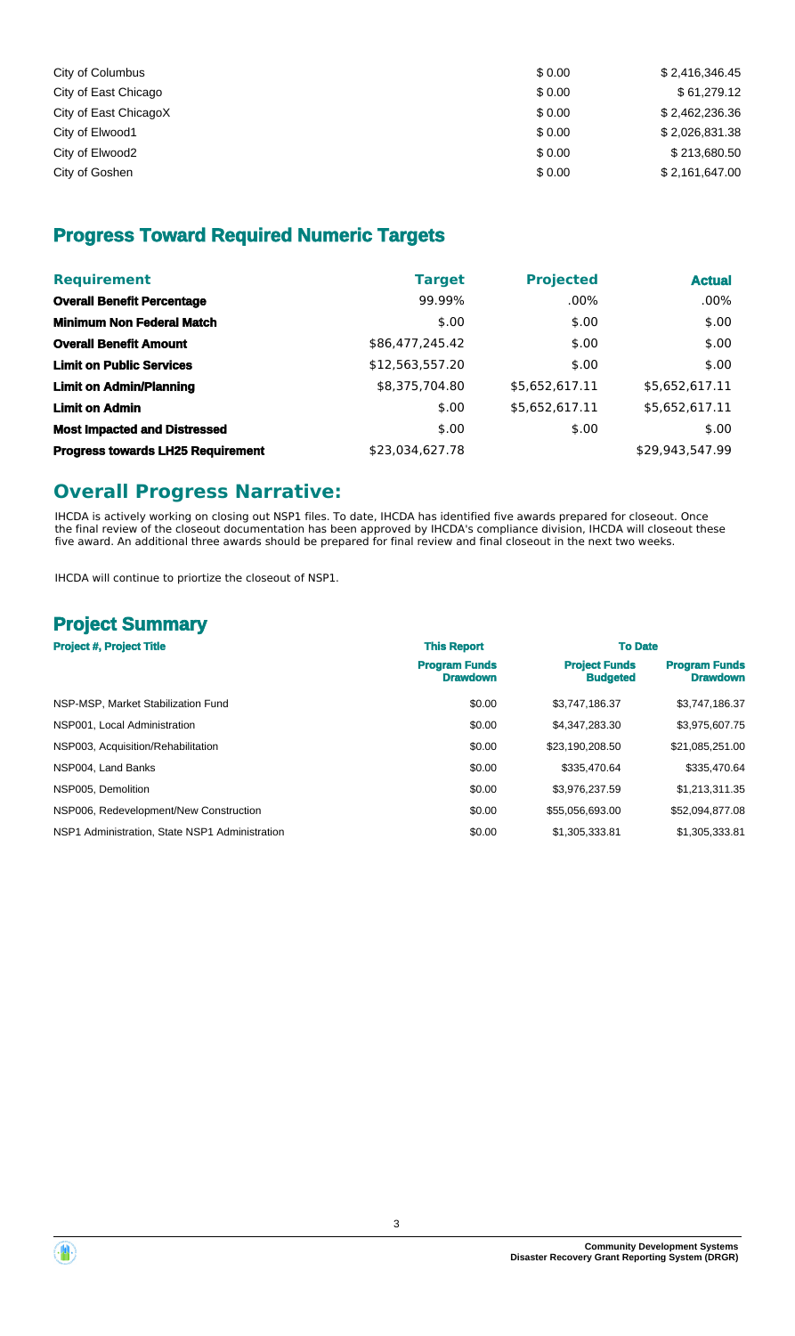| | | |
|---|---|---|
| City of Columbus | $ 0.00 | $ 2,416,346.45 |
| City of East Chicago | $ 0.00 | $ 61,279.12 |
| City of East ChicagoX | $ 0.00 | $ 2,462,236.36 |
| City of Elwood1 | $ 0.00 | $ 2,026,831.38 |
| City of Elwood2 | $ 0.00 | $ 213,680.50 |
| City of Goshen | $ 0.00 | $ 2,161,647.00 |

## Progress Toward Required Numeric Targets

| Requirement | Target | Projected | Actual |
|---|---|---|---|
| **Overall Benefit Percentage** | 99.99% | .00% | .00% |
| **Minimum Non Federal Match** | $.00 | $.00 | $.00 |
| **Overall Benefit Amount** | $86,477,245.42 | $.00 | $.00 |
| **Limit on Public Services** | $12,563,557.20 | $.00 | $.00 |
| **Limit on Admin/Planning** | $8,375,704.80 | $5,652,617.11 | $5,652,617.11 |
| **Limit on Admin** | $.00 | $5,652,617.11 | $5,652,617.11 |
| **Most Impacted and Distressed** | $.00 | $.00 | $.00 |
| **Progress towards LH25 Requirement** | $23,034,627.78 | | $29,943,547.99 |

## Overall Progress Narrative:

IHCDA is actively working on closing out NSP1 files. To date, IHCDA has identified five awards prepared for closeout. Once the final review of the closeout documentation has been approved by IHCDA's compliance division, IHCDA will closeout these five award. An additional three awards should be prepared for final review and final closeout in the next two weeks.

IHCDA will continue to priortize the closeout of NSP1.

## Project Summary

| Project #, Project Title | This Report | To Date | |
|---|---|---|---|
| | **Program Funds Drawdown** | **Project Funds Budgeted** | **Program Funds Drawdown** |
| NSP-MSP, Market Stabilization Fund | $0.00 | $3,747,186.37 | $3,747,186.37 |
| NSP001, Local Administration | $0.00 | $4,347,283.30 | $3,975,607.75 |
| NSP003, Acquisition/Rehabilitation | $0.00 | $23,190,208.50 | $21,085,251.00 |
| NSP004, Land Banks | $0.00 | $335,470.64 | $335,470.64 |
| NSP005, Demolition | $0.00 | $3,976,237.59 | $1,213,311.35 |
| NSP006, Redevelopment/New Construction | $0.00 | $55,056,693.00 | $52,094,877.08 |
| NSP1 Administration, State NSP1 Administration | $0.00 | $1,305,333.81 | $1,305,333.81 |